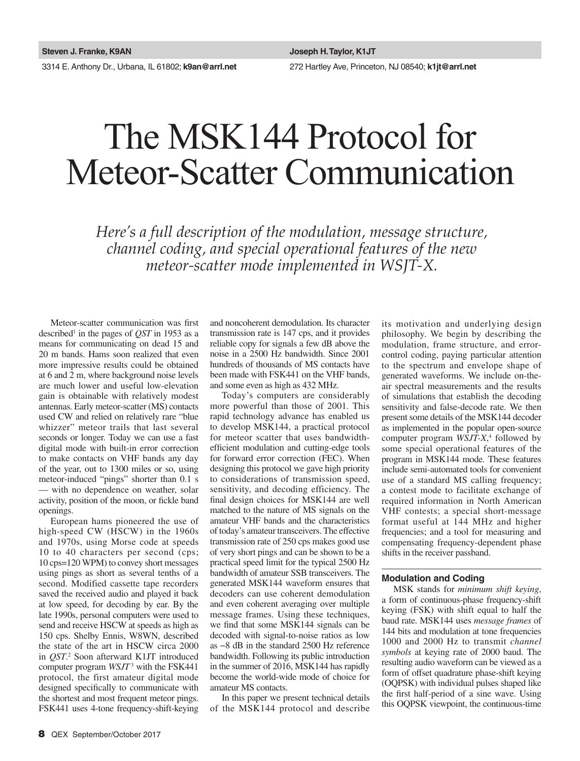**Steven J. Franke, K9AN**

3314 E. Anthony Dr., Urbana, IL 61802; **k9an@arrl.net**

**Joseph H. Taylor, K1JT**

272 Hartley Ave, Princeton, NJ 08540; **k1jt@arrl.net**

# The MSK144 Protocol for Meteor-Scatter Communication

*Here's a full description of the modulation, message structure, channel coding, and special operational features of the new meteor-scatter mode implemented in WSJT-X.*

Meteor-scatter communication was first described[1] in the pages of *QST* in 1953 as a means for communicating on dead 15 and 20 m bands. Hams soon realized that even more impressive results could be obtained at 6 and 2 m, where background noise levels are much lower and useful low-elevation gain is obtainable with relatively modest antennas. Early meteor-scatter (MS) contacts used CW and relied on relatively rare "blue whizzer" meteor trails that last several seconds or longer. Today we can use a fast digital mode with built-in error correction to make contacts on VHF bands any day of the year, out to 1300 miles or so, using meteor-induced "pings" shorter than 0.1 s — with no dependence on weather, solar activity, position of the moon, or fickle band openings.

European hams pioneered the use of high-speed CW (HSCW) in the 1960s and 1970s, using Morse code at speeds 10 to 40 characters per second (cps; 10 cps=120 WPM) to convey short messages using pings as short as several tenths of a second. Modified cassette tape recorders saved the received audio and played it back at low speed, for decoding by ear. By the late 1990s, personal computers were used to send and receive HSCW at speeds as high as 150 cps. Shelby Ennis, W8WN, described the state of the art in HSCW circa 2000 in *QST*.[2] Soon afterward K1JT introduced computer program *WSJT*[3] with the FSK441 protocol, the first amateur digital mode designed specifically to communicate with the shortest and most frequent meteor pings. FSK441 uses 4-tone frequency-shift-keying and noncoherent demodulation. Its character transmission rate is 147 cps, and it provides reliable copy for signals a few dB above the noise in a 2500 Hz bandwidth. Since 2001 hundreds of thousands of MS contacts have been made with FSK441 on the VHF bands, and some even as high as 432 MHz.

Today's computers are considerably more powerful than those of 2001. This rapid technology advance has enabled us to develop MSK144, a practical protocol for meteor scatter that uses bandwidth-efficient modulation and cutting-edge tools for forward error correction (FEC). When designing this protocol we gave high priority to considerations of transmission speed, sensitivity, and decoding efficiency. The final design choices for MSK144 are well matched to the nature of MS signals on the amateur VHF bands and the characteristics of today's amateur transceivers. The effective transmission rate of 250 cps makes good use of very short pings and can be shown to be a practical speed limit for the typical 2500 Hz bandwidth of amateur SSB transceivers. The generated MSK144 waveform ensures that decoders can use coherent demodulation and even coherent averaging over multiple message frames. Using these techniques, we find that some MSK144 signals can be decoded with signal-to-noise ratios as low as −8 dB in the standard 2500 Hz reference bandwidth. Following its public introduction in the summer of 2016, MSK144 has rapidly become the world-wide mode of choice for amateur MS contacts.

In this paper we present technical details of the MSK144 protocol and describe its motivation and underlying design philosophy. We begin by describing the modulation, frame structure, and error-control coding, paying particular attention to the spectrum and envelope shape of generated waveforms. We include on-the-air spectral measurements and the results of simulations that establish the decoding sensitivity and false-decode rate. We then present some details of the MSK144 decoder as implemented in the popular open-source computer program *WSJT-X*,[4] followed by some special operational features of the program in MSK144 mode. These features include semi-automated tools for convenient use of a standard MS calling frequency; a contest mode to facilitate exchange of required information in North American VHF contests; a special short-message format useful at 144 MHz and higher frequencies; and a tool for measuring and compensating frequency-dependent phase shifts in the receiver passband.

## Modulation and Coding

MSK stands for *minimum shift keying*, a form of continuous-phase frequency-shift keying (FSK) with shift equal to half the baud rate. MSK144 uses *message frames* of 144 bits and modulation at tone frequencies 1000 and 2000 Hz to transmit *channel symbols* at keying rate of 2000 baud. The resulting audio waveform can be viewed as a form of offset quadrature phase-shift keying (OQPSK) with individual pulses shaped like the first half-period of a sine wave. Using this OQPSK viewpoint, the continuous-time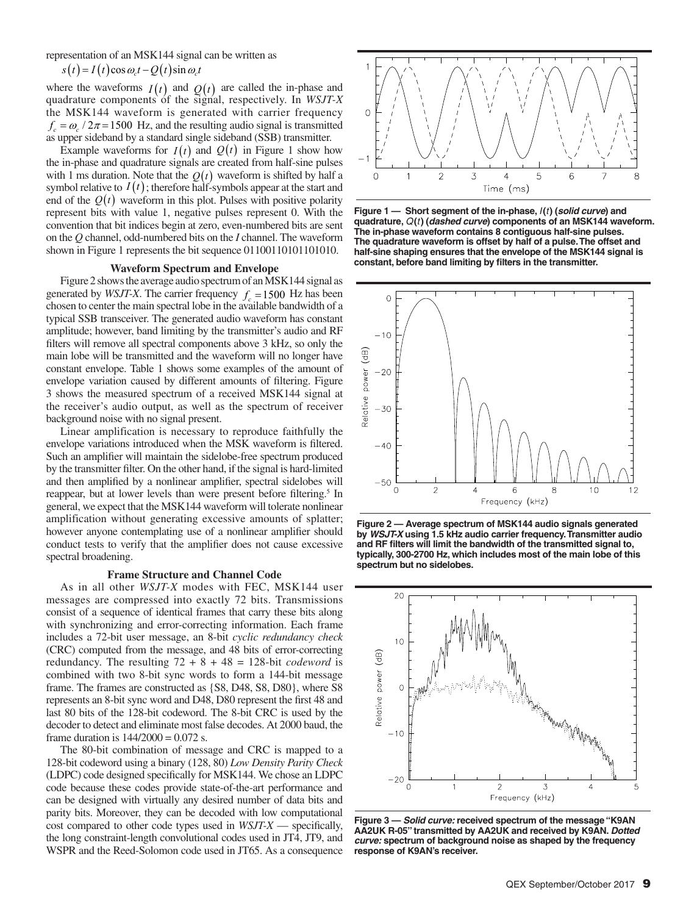representation of an MSK144 signal can be written as

$$s(t) = I(t)\cos\omega_c t - Q(t)\sin\omega_c t$$

where the waveforms $I(t)$ and $Q(t)$ are called the in-phase and quadrature components of the signal, respectively. In *WSJT-X* the MSK144 waveform is generated with carrier frequency $f_c = \omega_c / 2\pi = 1500$ Hz, and the resulting audio signal is transmitted as upper sideband by a standard single sideband (SSB) transmitter.

Example waveforms for $I(t)$ and $Q(t)$ in Figure 1 show how the in-phase and quadrature signals are created from half-sine pulses with 1 ms duration. Note that the $Q(t)$ waveform is shifted by half a symbol relative to $I(t)$; therefore half-symbols appear at the start and end of the $Q(t)$ waveform in this plot. Pulses with positive polarity represent bits with value 1, negative pulses represent 0. With the convention that bit indices begin at zero, even-numbered bits are sent on the *Q* channel, odd-numbered bits on the *I* channel. The waveform shown in Figure 1 represents the bit sequence 01100110101101010.

### Waveform Spectrum and Envelope

Figure 2 shows the average audio spectrum of an MSK144 signal as generated by *WSJT-X*. The carrier frequency $f_c = 1500$ Hz has been chosen to center the main spectral lobe in the available bandwidth of a typical SSB transceiver. The generated audio waveform has constant amplitude; however, band limiting by the transmitter's audio and RF filters will remove all spectral components above 3 kHz, so only the main lobe will be transmitted and the waveform will no longer have constant envelope. Table 1 shows some examples of the amount of envelope variation caused by different amounts of filtering. Figure 3 shows the measured spectrum of a received MSK144 signal at the receiver's audio output, as well as the spectrum of receiver background noise with no signal present.

Linear amplification is necessary to reproduce faithfully the envelope variations introduced when the MSK waveform is filtered. Such an amplifier will maintain the sidelobe-free spectrum produced by the transmitter filter. On the other hand, if the signal is hard-limited and then amplified by a nonlinear amplifier, spectral sidelobes will reappear, but at lower levels than were present before filtering.[5] In general, we expect that the MSK144 waveform will tolerate nonlinear amplification without generating excessive amounts of splatter; however anyone contemplating use of a nonlinear amplifier should conduct tests to verify that the amplifier does not cause excessive spectral broadening.

### Frame Structure and Channel Code

As in all other *WSJT-X* modes with FEC, MSK144 user messages are compressed into exactly 72 bits. Transmissions consist of a sequence of identical frames that carry these bits along with synchronizing and error-correcting information. Each frame includes a 72-bit user message, an 8-bit *cyclic redundancy check* (CRC) computed from the message, and 48 bits of error-correcting redundancy. The resulting 72 + 8 + 48 = 128-bit *codeword* is combined with two 8-bit sync words to form a 144-bit message frame. The frames are constructed as {S8, D48, S8, D80}, where S8 represents an 8-bit sync word and D48, D80 represent the first 48 and last 80 bits of the 128-bit codeword. The 8-bit CRC is used by the decoder to detect and eliminate most false decodes. At 2000 baud, the frame duration is 144/2000 = 0.072 s.

The 80-bit combination of message and CRC is mapped to a 128-bit codeword using a binary (128, 80) *Low Density Parity Check* (LDPC) code designed specifically for MSK144. We chose an LDPC code because these codes provide state-of-the-art performance and can be designed with virtually any desired number of data bits and parity bits. Moreover, they can be decoded with low computational cost compared to other code types used in *WSJT-X* — specifically, the long constraint-length convolutional codes used in JT4, JT9, and WSPR and the Reed-Solomon code used in JT65. As a consequence

**Figure 1 — Short segment of the in-phase, $I(t)$ (*solid curve*) and quadrature, $Q(t)$ (*dashed curve*) components of an MSK144 waveform. The in-phase waveform contains 8 contiguous half-sine pulses. The quadrature waveform is offset by half of a pulse. The offset and half-sine shaping ensures that the envelope of the MSK144 signal is constant, before band limiting by filters in the transmitter.**

**Figure 2 — Average spectrum of MSK144 audio signals generated by *WSJT-X* using 1.5 kHz audio carrier frequency. Transmitter audio and RF filters will limit the bandwidth of the transmitted signal to, typically, 300-2700 Hz, which includes most of the main lobe of this spectrum but no sidelobes.**

**Figure 3 — *Solid curve:* received spectrum of the message "K9AN AA2UK R-05" transmitted by AA2UK and received by K9AN. *Dotted curve:* spectrum of background noise as shaped by the frequency response of K9AN's receiver.**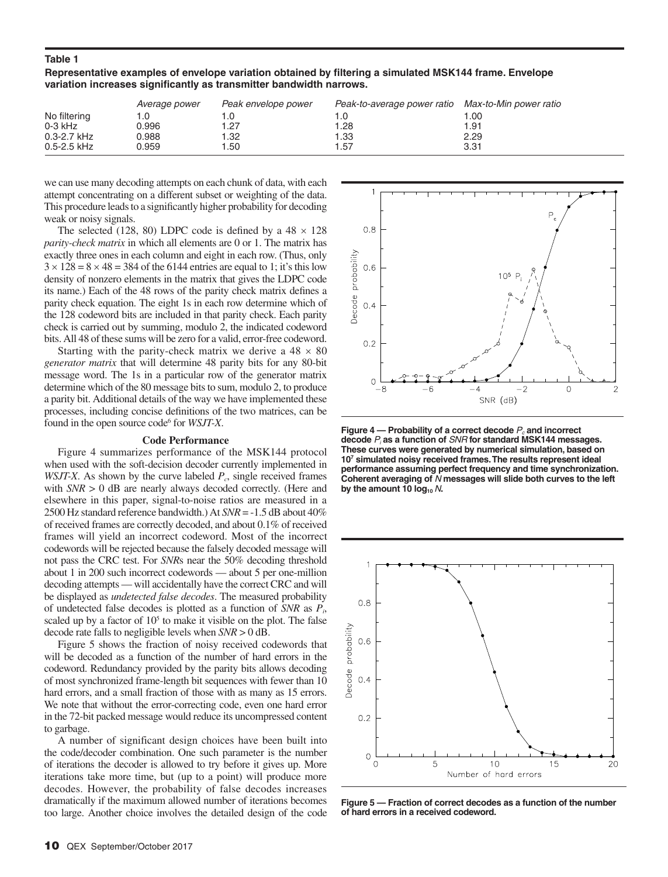**Table 1**

**Representative examples of envelope variation obtained by filtering a simulated MSK144 frame. Envelope variation increases significantly as transmitter bandwidth narrows.**

| | *Average power* | *Peak envelope power* | *Peak-to-average power ratio* | *Max-to-Min power ratio* |
|---|---|---|---|---|
| No filtering | 1.0 | 1.0 | 1.0 | 1.00 |
| 0-3 kHz | 0.996 | 1.27 | 1.28 | 1.91 |
| 0.3-2.7 kHz | 0.988 | 1.32 | 1.33 | 2.29 |
| 0.5-2.5 kHz | 0.959 | 1.50 | 1.57 | 3.31 |

we can use many decoding attempts on each chunk of data, with each attempt concentrating on a different subset or weighting of the data. This procedure leads to a significantly higher probability for decoding weak or noisy signals.

The selected (128, 80) LDPC code is defined by a $48 \times 128$ *parity-check matrix* in which all elements are 0 or 1. The matrix has exactly three ones in each column and eight in each row. (Thus, only $3 \times 128 = 8 \times 48 = 384$ of the 6144 entries are equal to 1; it's this low density of nonzero elements in the matrix that gives the LDPC code its name.) Each of the 48 rows of the parity check matrix defines a parity check equation. The eight 1s in each row determine which of the 128 codeword bits are included in that parity check. Each parity check is carried out by summing, modulo 2, the indicated codeword bits. All 48 of these sums will be zero for a valid, error-free codeword.

Starting with the parity-check matrix we derive a $48 \times 80$ *generator matrix* that will determine 48 parity bits for any 80-bit message word. The 1s in a particular row of the generator matrix determine which of the 80 message bits to sum, modulo 2, to produce a parity bit. Additional details of the way we have implemented these processes, including concise definitions of the two matrices, can be found in the open source code[6] for *WSJT-X*.

### Code Performance

Figure 4 summarizes performance of the MSK144 protocol when used with the soft-decision decoder currently implemented in *WSJT-X*. As shown by the curve labeled $P_c$, single received frames with $SNR > 0$ dB are nearly always decoded correctly. (Here and elsewhere in this paper, signal-to-noise ratios are measured in a 2500 Hz standard reference bandwidth.) At $SNR = -1.5$ dB about 40% of received frames are correctly decoded, and about 0.1% of received frames will yield an incorrect codeword. Most of the incorrect codewords will be rejected because the falsely decoded message will not pass the CRC test. For *SNR*s near the 50% decoding threshold about 1 in 200 such incorrect codewords — about 5 per one-million decoding attempts — will accidentally have the correct CRC and will be displayed as *undetected false decodes*. The measured probability of undetected false decodes is plotted as a function of *SNR* as $P_i$, scaled up by a factor of $10^5$ to make it visible on the plot. The false decode rate falls to negligible levels when $SNR > 0$ dB.

Figure 5 shows the fraction of noisy received codewords that will be decoded as a function of the number of hard errors in the codeword. Redundancy provided by the parity bits allows decoding of most synchronized frame-length bit sequences with fewer than 10 hard errors, and a small fraction of those with as many as 15 errors. We note that without the error-correcting code, even one hard error in the 72-bit packed message would reduce its uncompressed content to garbage.

A number of significant design choices have been built into the code/decoder combination. One such parameter is the number of iterations the decoder is allowed to try before it gives up. More iterations take more time, but (up to a point) will produce more decodes. However, the probability of false decodes increases dramatically if the maximum allowed number of iterations becomes too large. Another choice involves the detailed design of the code

**Figure 4 — Probability of a correct decode $P_c$ and incorrect decode $P_i$ as a function of *SNR* for standard MSK144 messages. These curves were generated by numerical simulation, based on $10^7$ simulated noisy received frames. The results represent ideal performance assuming perfect frequency and time synchronization. Coherent averaging of *N* messages will slide both curves to the left by the amount $10 \log_{10} N$.**

**Figure 5 — Fraction of correct decodes as a function of the number of hard errors in a received codeword.**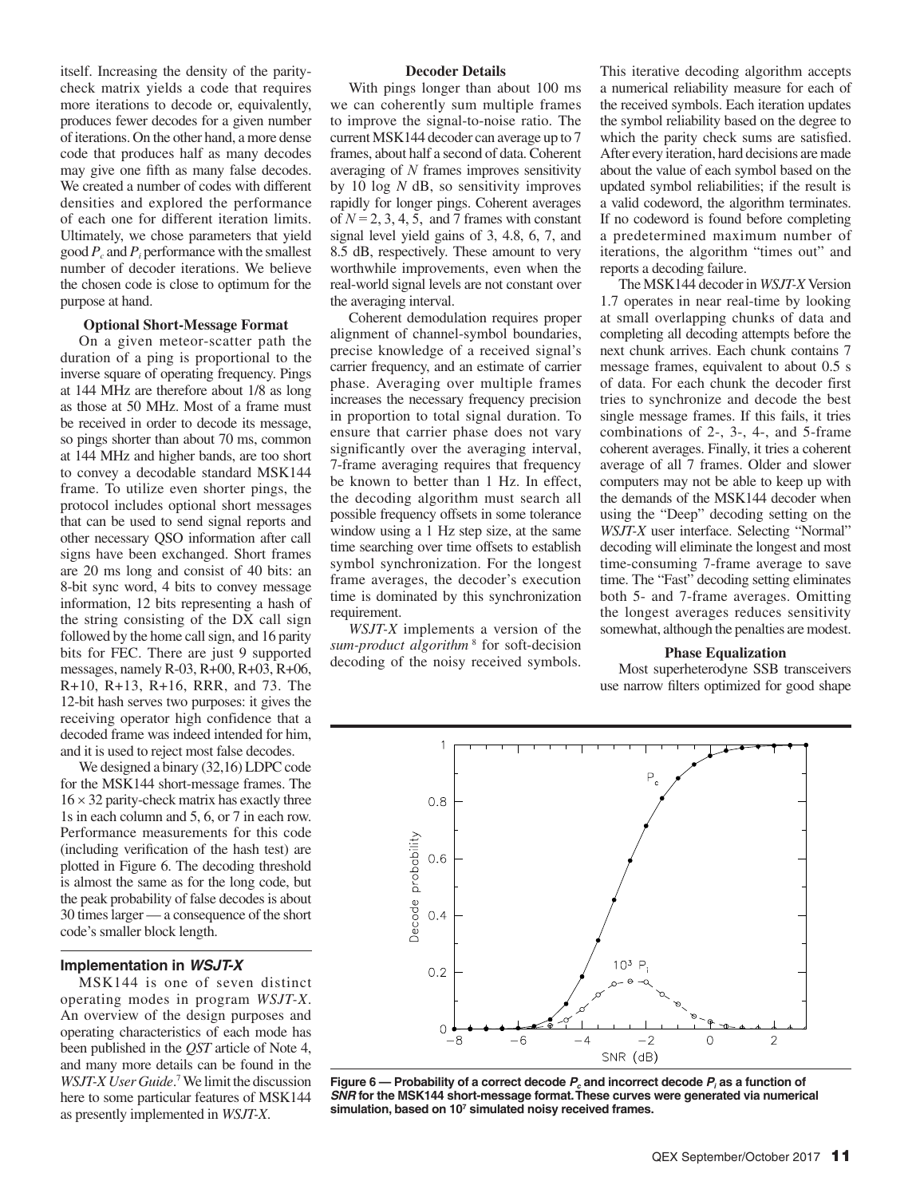itself. Increasing the density of the parity-check matrix yields a code that requires more iterations to decode or, equivalently, produces fewer decodes for a given number of iterations. On the other hand, a more dense code that produces half as many decodes may give one fifth as many false decodes. We created a number of codes with different densities and explored the performance of each one for different iteration limits. Ultimately, we chose parameters that yield good $P_c$ and $P_i$ performance with the smallest number of decoder iterations. We believe the chosen code is close to optimum for the purpose at hand.

### Optional Short-Message Format

On a given meteor-scatter path the duration of a ping is proportional to the inverse square of operating frequency. Pings at 144 MHz are therefore about 1/8 as long as those at 50 MHz. Most of a frame must be received in order to decode its message, so pings shorter than about 70 ms, common at 144 MHz and higher bands, are too short to convey a decodable standard MSK144 frame. To utilize even shorter pings, the protocol includes optional short messages that can be used to send signal reports and other necessary QSO information after call signs have been exchanged. Short frames are 20 ms long and consist of 40 bits: an 8-bit sync word, 4 bits to convey message information, 12 bits representing a hash of the string consisting of the DX call sign followed by the home call sign, and 16 parity bits for FEC. There are just 9 supported messages, namely R-03, R+00, R+03, R+06, R+10, R+13, R+16, RRR, and 73. The 12-bit hash serves two purposes: it gives the receiving operator high confidence that a decoded frame was indeed intended for him, and it is used to reject most false decodes.

We designed a binary (32,16) LDPC code for the MSK144 short-message frames. The $16 \times 32$ parity-check matrix has exactly three 1s in each column and 5, 6, or 7 in each row. Performance measurements for this code (including verification of the hash test) are plotted in Figure 6. The decoding threshold is almost the same as for the long code, but the peak probability of false decodes is about 30 times larger — a consequence of the short code's smaller block length.

## Implementation in *WSJT-X*

MSK144 is one of seven distinct operating modes in program *WSJT-X*. An overview of the design purposes and operating characteristics of each mode has been published in the *QST* article of Note 4, and many more details can be found in the *WSJT-X User Guide*.[7] We limit the discussion here to some particular features of MSK144 as presently implemented in *WSJT-X*.

### Decoder Details

With pings longer than about 100 ms we can coherently sum multiple frames to improve the signal-to-noise ratio. The current MSK144 decoder can average up to 7 frames, about half a second of data. Coherent averaging of $N$ frames improves sensitivity by $10 \log N$ dB, so sensitivity improves rapidly for longer pings. Coherent averages of $N = 2, 3, 4, 5,$ and 7 frames with constant signal level yield gains of 3, 4.8, 6, 7, and 8.5 dB, respectively. These amount to very worthwhile improvements, even when the real-world signal levels are not constant over the averaging interval.

Coherent demodulation requires proper alignment of channel-symbol boundaries, precise knowledge of a received signal's carrier frequency, and an estimate of carrier phase. Averaging over multiple frames increases the necessary frequency precision in proportion to total signal duration. To ensure that carrier phase does not vary significantly over the averaging interval, 7-frame averaging requires that frequency be known to better than 1 Hz. In effect, the decoding algorithm must search all possible frequency offsets in some tolerance window using a 1 Hz step size, at the same time searching over time offsets to establish symbol synchronization. For the longest frame averages, the decoder's execution time is dominated by this synchronization requirement.

*WSJT-X* implements a version of the *sum-product algorithm*[8] for soft-decision decoding of the noisy received symbols. This iterative decoding algorithm accepts a numerical reliability measure for each of the received symbols. Each iteration updates the symbol reliability based on the degree to which the parity check sums are satisfied. After every iteration, hard decisions are made about the value of each symbol based on the updated symbol reliabilities; if the result is a valid codeword, the algorithm terminates. If no codeword is found before completing a predetermined maximum number of iterations, the algorithm "times out" and reports a decoding failure.

The MSK144 decoder in *WSJT-X* Version 1.7 operates in near real-time by looking at small overlapping chunks of data and completing all decoding attempts before the next chunk arrives. Each chunk contains 7 message frames, equivalent to about 0.5 s of data. For each chunk the decoder first tries to synchronize and decode the best single message frames. If this fails, it tries combinations of 2-, 3-, 4-, and 5-frame coherent averages. Finally, it tries a coherent average of all 7 frames. Older and slower computers may not be able to keep up with the demands of the MSK144 decoder when using the "Deep" decoding setting on the *WSJT-X* user interface. Selecting "Normal" decoding will eliminate the longest and most time-consuming 7-frame average to save time. The "Fast" decoding setting eliminates both 5- and 7-frame averages. Omitting the longest averages reduces sensitivity somewhat, although the penalties are modest.

### Phase Equalization

Most superheterodyne SSB transceivers use narrow filters optimized for good shape

**Figure 6 — Probability of a correct decode $P_c$ and incorrect decode $P_i$ as a function of *SNR* for the MSK144 short-message format. These curves were generated via numerical simulation, based on $10^7$ simulated noisy received frames.**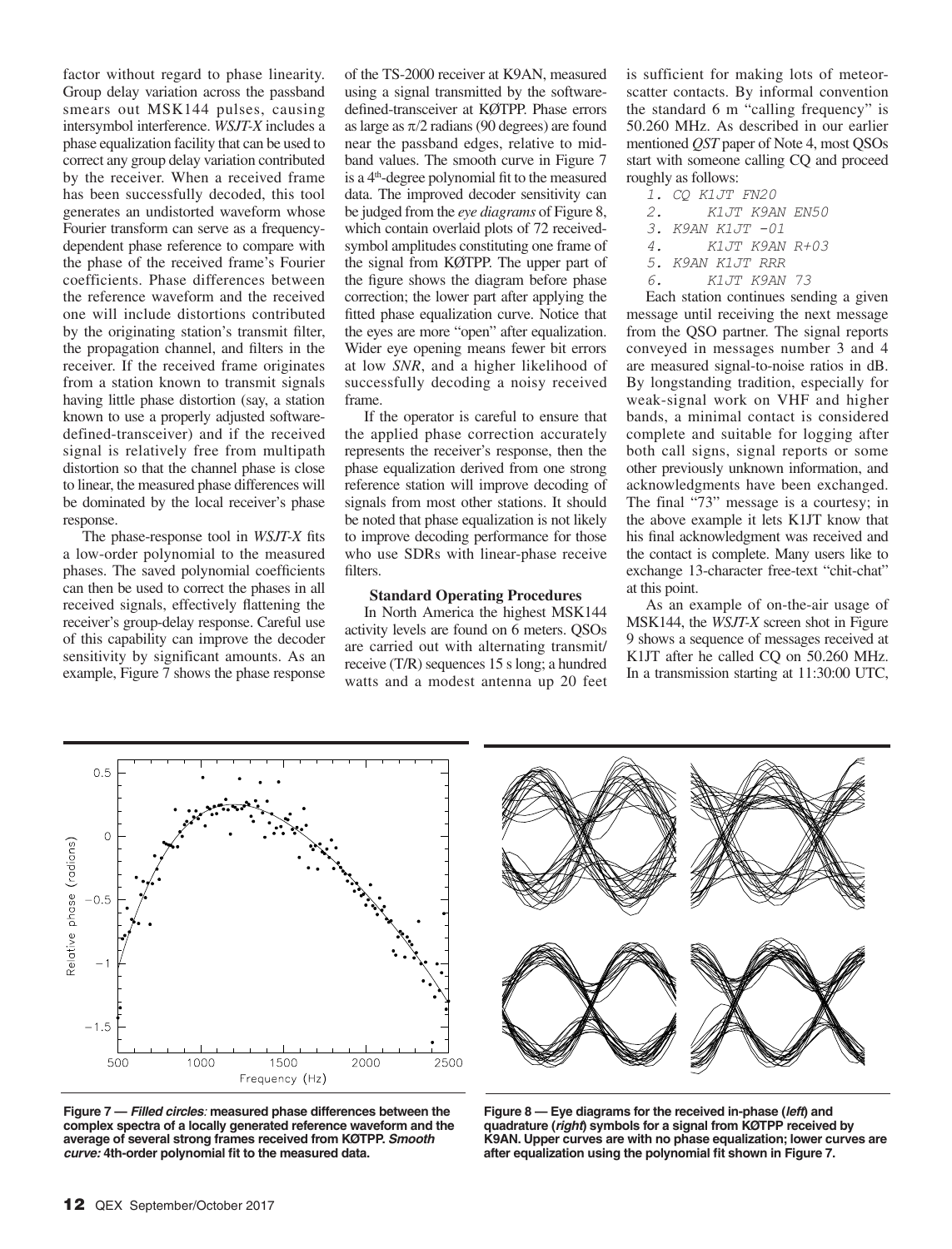factor without regard to phase linearity. Group delay variation across the passband smears out MSK144 pulses, causing intersymbol interference. *WSJT-X* includes a phase equalization facility that can be used to correct any group delay variation contributed by the receiver. When a received frame has been successfully decoded, this tool generates an undistorted waveform whose Fourier transform can serve as a frequency-dependent phase reference to compare with the phase of the received frame's Fourier coefficients. Phase differences between the reference waveform and the received one will include distortions contributed by the originating station's transmit filter, the propagation channel, and filters in the receiver. If the received frame originates from a station known to transmit signals having little phase distortion (say, a station known to use a properly adjusted software-defined-transceiver) and if the received signal is relatively free from multipath distortion so that the channel phase is close to linear, the measured phase differences will be dominated by the local receiver's phase response.

The phase-response tool in *WSJT-X* fits a low-order polynomial to the measured phases. The saved polynomial coefficients can then be used to correct the phases in all received signals, effectively flattening the receiver's group-delay response. Careful use of this capability can improve the decoder sensitivity by significant amounts. As an example, Figure 7 shows the phase response of the TS-2000 receiver at K9AN, measured using a signal transmitted by the software-defined-transceiver at KØTPP. Phase errors as large as $\pi/2$ radians (90 degrees) are found near the passband edges, relative to mid-band values. The smooth curve in Figure 7 is a 4th-degree polynomial fit to the measured data. The improved decoder sensitivity can be judged from the *eye diagrams* of Figure 8, which contain overlaid plots of 72 received-symbol amplitudes constituting one frame of the signal from KØTPP. The upper part of the figure shows the diagram before phase correction; the lower part after applying the fitted phase equalization curve. Notice that the eyes are more "open" after equalization. Wider eye opening means fewer bit errors at low *SNR*, and a higher likelihood of successfully decoding a noisy received frame.

If the operator is careful to ensure that the applied phase correction accurately represents the receiver's response, then the phase equalization derived from one strong reference station will improve decoding of signals from most other stations. It should be noted that phase equalization is not likely to improve decoding performance for those who use SDRs with linear-phase receive filters.

### Standard Operating Procedures

In North America the highest MSK144 activity levels are found on 6 meters. QSOs are carried out with alternating transmit/receive (T/R) sequences 15 s long; a hundred watts and a modest antenna up 20 feet is sufficient for making lots of meteor-scatter contacts. By informal convention the standard 6 m "calling frequency" is 50.260 MHz. As described in our earlier mentioned *QST* paper of Note 4, most QSOs start with someone calling CQ and proceed roughly as follows:

```
1. CQ K1JT FN20
2.     K1JT K9AN EN50
3. K9AN K1JT -01
4.     K1JT K9AN R+03
5. K9AN K1JT RRR
6.     K1JT K9AN 73
```

Each station continues sending a given message until receiving the next message from the QSO partner. The signal reports conveyed in messages number 3 and 4 are measured signal-to-noise ratios in dB. By longstanding tradition, especially for weak-signal work on VHF and higher bands, a minimal contact is considered complete and suitable for logging after both call signs, signal reports or some other previously unknown information, and acknowledgments have been exchanged. The final "73" message is a courtesy; in the above example it lets K1JT know that his final acknowledgment was received and the contact is complete. Many users like to exchange 13-character free-text "chit-chat" at this point.

As an example of on-the-air usage of MSK144, the *WSJT-X* screen shot in Figure 9 shows a sequence of messages received at K1JT after he called CQ on 50.260 MHz. In a transmission starting at 11:30:00 UTC,

**Figure 7 — *Filled circles*: measured phase differences between the complex spectra of a locally generated reference waveform and the average of several strong frames received from KØTPP. *Smooth curve:* 4th-order polynomial fit to the measured data.**

**Figure 8 — Eye diagrams for the received in-phase (*left*) and quadrature (*right*) symbols for a signal from KØTPP received by K9AN. Upper curves are with no phase equalization; lower curves are after equalization using the polynomial fit shown in Figure 7.**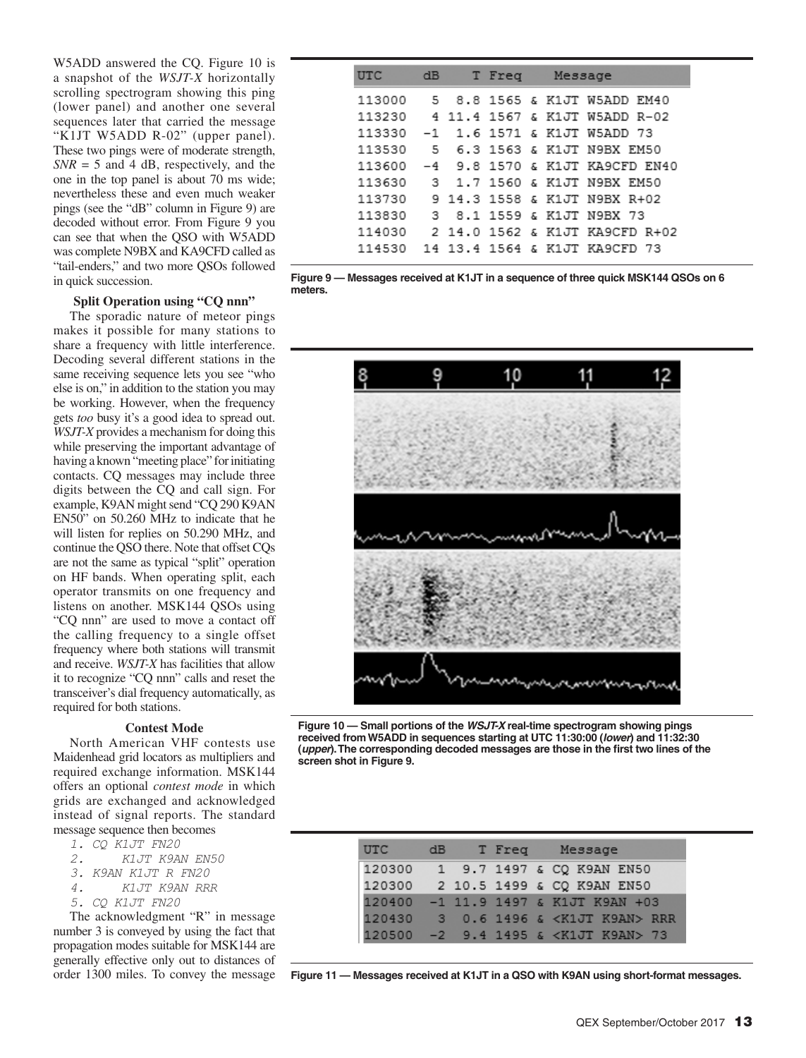W5ADD answered the CQ. Figure 10 is a snapshot of the *WSJT-X* horizontally scrolling spectrogram showing this ping (lower panel) and another one several sequences later that carried the message "K1JT W5ADD R-02" (upper panel). These two pings were of moderate strength, *SNR* = 5 and 4 dB, respectively, and the one in the top panel is about 70 ms wide; nevertheless these and even much weaker pings (see the "dB" column in Figure 9) are decoded without error. From Figure 9 you can see that when the QSO with W5ADD was complete N9BX and KA9CFD called as "tail-enders," and two more QSOs followed in quick succession.

### Split Operation using "CQ nnn"

The sporadic nature of meteor pings makes it possible for many stations to share a frequency with little interference. Decoding several different stations in the same receiving sequence lets you see "who else is on," in addition to the station you may be working. However, when the frequency gets *too* busy it's a good idea to spread out. *WSJT-X* provides a mechanism for doing this while preserving the important advantage of having a known "meeting place" for initiating contacts. CQ messages may include three digits between the CQ and call sign. For example, K9AN might send "CQ 290 K9AN EN50" on 50.260 MHz to indicate that he will listen for replies on 50.290 MHz, and continue the QSO there. Note that offset CQs are not the same as typical "split" operation on HF bands. When operating split, each operator transmits on one frequency and listens on another. MSK144 QSOs using "CQ nnn" are used to move a contact off the calling frequency to a single offset frequency where both stations will transmit and receive. *WSJT-X* has facilities that allow it to recognize "CQ nnn" calls and reset the transceiver's dial frequency automatically, as required for both stations.

### Contest Mode

North American VHF contests use Maidenhead grid locators as multipliers and required exchange information. MSK144 offers an optional *contest mode* in which grids are exchanged and acknowledged instead of signal reports. The standard message sequence then becomes

```
1. CQ K1JT FN20
2.      K1JT K9AN EN50
3. K9AN K1JT R FN20
4.      K1JT K9AN RRR
5. CQ K1JT FN20
```

The acknowledgment "R" in message number 3 is conveyed by using the fact that propagation modes suitable for MSK144 are generally effective only out to distances of order 1300 miles. To convey the message

| UTC | dB | T | Freq | Message |
|---|---|---|---|---|
| 113000 | 5 | 8.8 | 1565 | & K1JT W5ADD EM40 |
| 113230 | 4 | 11.4 | 1567 | & K1JT W5ADD R-02 |
| 113330 | -1 | 1.6 | 1571 | & K1JT W5ADD 73 |
| 113530 | 5 | 6.3 | 1563 | & K1JT N9BX EM50 |
| 113600 | -4 | 9.8 | 1570 | & K1JT KA9CFD EN40 |
| 113630 | 3 | 1.7 | 1560 | & K1JT N9BX EM50 |
| 113730 | 9 | 14.3 | 1558 | & K1JT N9BX R+02 |
| 113830 | 3 | 8.1 | 1559 | & K1JT N9BX 73 |
| 114030 | 2 | 14.0 | 1562 | & K1JT KA9CFD R+02 |
| 114530 | 14 | 13.4 | 1564 | & K1JT KA9CFD 73 |

**Figure 9 — Messages received at K1JT in a sequence of three quick MSK144 QSOs on 6 meters.**

**Figure 10 — Small portions of the *WSJT-X* real-time spectrogram showing pings received from W5ADD in sequences starting at UTC 11:30:00 (*lower*) and 11:32:30 (*upper*). The corresponding decoded messages are those in the first two lines of the screen shot in Figure 9.**

| UTC | dB | T | Freq | Message |
|---|---|---|---|---|
| 120300 | 1 | 9.7 | 1497 | & CQ K9AN EN50 |
| 120300 | 2 | 10.5 | 1499 | & CQ K9AN EN50 |
| 120400 | -1 | 11.9 | 1497 | & K1JT K9AN +03 |
| 120430 | 3 | 0.6 | 1496 | & <K1JT K9AN> RRR |
| 120500 | -2 | 9.4 | 1495 | & <K1JT K9AN> 73 |

**Figure 11 — Messages received at K1JT in a QSO with K9AN using short-format messages.**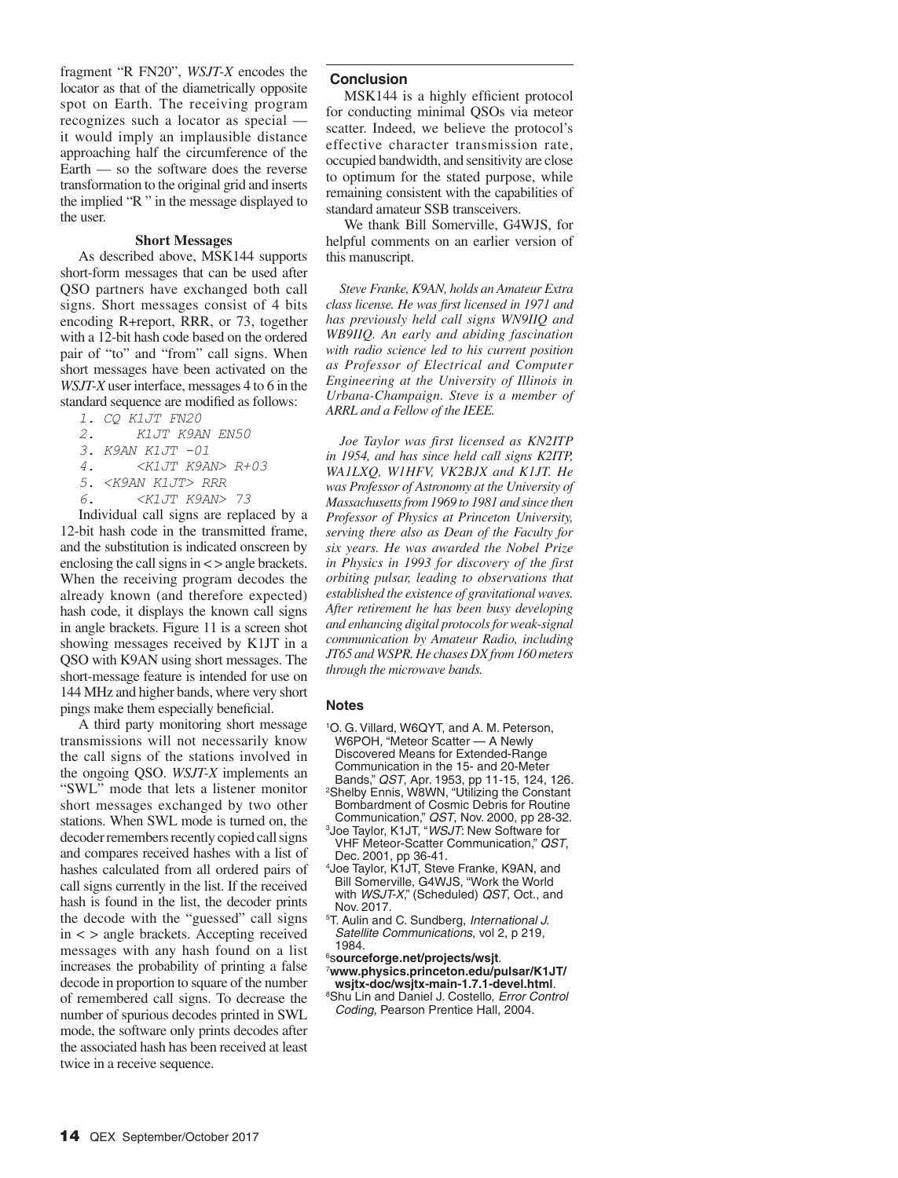fragment "R FN20", *WSJT-X* encodes the locator as that of the diametrically opposite spot on Earth. The receiving program recognizes such a locator as special — it would imply an implausible distance approaching half the circumference of the Earth — so the software does the reverse transformation to the original grid and inserts the implied "R " in the message displayed to the user.

### Short Messages

As described above, MSK144 supports short-form messages that can be used after QSO partners have exchanged both call signs. Short messages consist of 4 bits encoding R+report, RRR, or 73, together with a 12-bit hash code based on the ordered pair of "to" and "from" call signs. When short messages have been activated on the *WSJT-X* user interface, messages 4 to 6 in the standard sequence are modified as follows:

```
1. CQ K1JT FN20
2.      K1JT K9AN EN50
3. K9AN K1JT -01
4.      <K1JT K9AN> R+03
5. <K9AN K1JT> RRR
6.      <K1JT K9AN> 73
```

Individual call signs are replaced by a 12-bit hash code in the transmitted frame, and the substitution is indicated onscreen by enclosing the call signs in < > angle brackets. When the receiving program decodes the already known (and therefore expected) hash code, it displays the known call signs in angle brackets. Figure 11 is a screen shot showing messages received by K1JT in a QSO with K9AN using short messages. The short-message feature is intended for use on 144 MHz and higher bands, where very short pings make them especially beneficial.

A third party monitoring short message transmissions will not necessarily know the call signs of the stations involved in the ongoing QSO. *WSJT-X* implements an "SWL" mode that lets a listener monitor short messages exchanged by two other stations. When SWL mode is turned on, the decoder remembers recently copied call signs and compares received hashes with a list of hashes calculated from all ordered pairs of call signs currently in the list. If the received hash is found in the list, the decoder prints the decode with the "guessed" call signs in < > angle brackets. Accepting received messages with any hash found on a list increases the probability of printing a false decode in proportion to square of the number of remembered call signs. To decrease the number of spurious decodes printed in SWL mode, the software only prints decodes after the associated hash has been received at least twice in a receive sequence.

## Conclusion

MSK144 is a highly efficient protocol for conducting minimal QSOs via meteor scatter. Indeed, we believe the protocol's effective character transmission rate, occupied bandwidth, and sensitivity are close to optimum for the stated purpose, while remaining consistent with the capabilities of standard amateur SSB transceivers.

We thank Bill Somerville, G4WJS, for helpful comments on an earlier version of this manuscript.

*Steve Franke, K9AN, holds an Amateur Extra class license. He was first licensed in 1971 and has previously held call signs WN9IIQ and WB9IIQ. An early and abiding fascination with radio science led to his current position as Professor of Electrical and Computer Engineering at the University of Illinois in Urbana-Champaign. Steve is a member of ARRL and a Fellow of the IEEE.*

*Joe Taylor was first licensed as KN2ITP in 1954, and has since held call signs K2ITP, WA1LXQ, W1HFV, VK2BJX and K1JT. He was Professor of Astronomy at the University of Massachusetts from 1969 to 1981 and since then Professor of Physics at Princeton University, serving there also as Dean of the Faculty for six years. He was awarded the Nobel Prize in Physics in 1993 for discovery of the first orbiting pulsar, leading to observations that established the existence of gravitational waves. After retirement he has been busy developing and enhancing digital protocols for weak-signal communication by Amateur Radio, including JT65 and WSPR. He chases DX from 160 meters through the microwave bands.*

## Notes

[1] O. G. Villard, W6QYT, and A. M. Peterson, W6POH, "Meteor Scatter — A Newly Discovered Means for Extended-Range Communication in the 15- and 20-Meter Bands," *QST*, Apr. 1953, pp 11-15, 124, 126.

[2] Shelby Ennis, W8WN, "Utilizing the Constant Bombardment of Cosmic Debris for Routine Communication," *QST*, Nov. 2000, pp 28-32.

[3] Joe Taylor, K1JT, "*WSJT*: New Software for VHF Meteor-Scatter Communication," *QST*, Dec. 2001, pp 36-41.

[4] Joe Taylor, K1JT, Steve Franke, K9AN, and Bill Somerville, G4WJS, "Work the World with *WSJT-X*," (Scheduled) *QST*, Oct., and Nov. 2017.

[5] T. Aulin and C. Sundberg, *International J. Satellite Communications*, vol 2, p 219, 1984.

[6] **sourceforge.net/projects/wsjt**.

[7] **www.physics.princeton.edu/pulsar/K1JT/wsjtx-doc/wsjtx-main-1.7.1-devel.html**.

[8] Shu Lin and Daniel J. Costello, *Error Control Coding*, Pearson Prentice Hall, 2004.